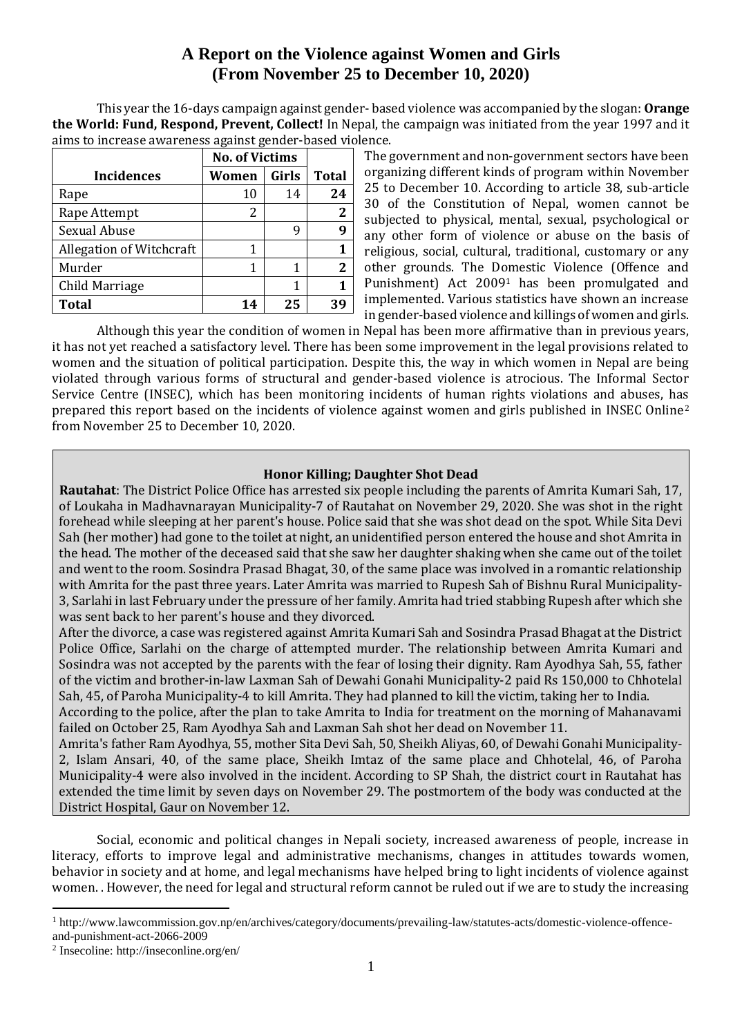# A Report on the Violence against Women and Girls (From November 25 to December 10, 2020)

This year the 16-days campaign against gender- based violence was accompanied by the slogan: **Orange the World: Fund, Respond, Prevent, Collect!** In Nepal, the campaign was initiated from the year 1997 and it aims to increase awareness against gender-based violence.

| Incidences | No. of Victims | | |
|---|---|---|---|
| | Women | Girls | Total |
| Rape | 10 | 14 | **24** |
| Rape Attempt | 2 | | **2** |
| Sexual Abuse | | 9 | **9** |
| Allegation of Witchcraft | 1 | | **1** |
| Murder | 1 | 1 | **2** |
| Child Marriage | | 1 | **1** |
| **Total** | **14** | **25** | **39** |

The government and non-government sectors have been organizing different kinds of program within November 25 to December 10. According to article 38, sub-article 30 of the Constitution of Nepal, women cannot be subjected to physical, mental, sexual, psychological or any other form of violence or abuse on the basis of religious, social, cultural, traditional, customary or any other grounds. The Domestic Violence (Offence and Punishment) Act 2009[1] has been promulgated and implemented. Various statistics have shown an increase in gender-based violence and killings of women and girls.

Although this year the condition of women in Nepal has been more affirmative than in previous years, it has not yet reached a satisfactory level. There has been some improvement in the legal provisions related to women and the situation of political participation. Despite this, the way in which women in Nepal are being violated through various forms of structural and gender-based violence is atrocious. The Informal Sector Service Centre (INSEC), which has been monitoring incidents of human rights violations and abuses, has prepared this report based on the incidents of violence against women and girls published in INSEC Online[2] from November 25 to December 10, 2020.

### Honor Killing; Daughter Shot Dead

**Rautahat**: The District Police Office has arrested six people including the parents of Amrita Kumari Sah, 17, of Loukaha in Madhavnarayan Municipality-7 of Rautahat on November 29, 2020. She was shot in the right forehead while sleeping at her parent's house. Police said that she was shot dead on the spot. While Sita Devi Sah (her mother) had gone to the toilet at night, an unidentified person entered the house and shot Amrita in the head. The mother of the deceased said that she saw her daughter shaking when she came out of the toilet and went to the room. Sosindra Prasad Bhagat, 30, of the same place was involved in a romantic relationship with Amrita for the past three years. Later Amrita was married to Rupesh Sah of Bishnu Rural Municipality-3, Sarlahi in last February under the pressure of her family. Amrita had tried stabbing Rupesh after which she was sent back to her parent's house and they divorced.

After the divorce, a case was registered against Amrita Kumari Sah and Sosindra Prasad Bhagat at the District Police Office, Sarlahi on the charge of attempted murder. The relationship between Amrita Kumari and Sosindra was not accepted by the parents with the fear of losing their dignity. Ram Ayodhya Sah, 55, father of the victim and brother-in-law Laxman Sah of Dewahi Gonahi Municipality-2 paid Rs 150,000 to Chhotelal Sah, 45, of Paroha Municipality-4 to kill Amrita. They had planned to kill the victim, taking her to India.

According to the police, after the plan to take Amrita to India for treatment on the morning of Mahanavami failed on October 25, Ram Ayodhya Sah and Laxman Sah shot her dead on November 11.

Amrita's father Ram Ayodhya, 55, mother Sita Devi Sah, 50, Sheikh Aliyas, 60, of Dewahi Gonahi Municipality-2, Islam Ansari, 40, of the same place, Sheikh Imtaz of the same place and Chhotelal, 46, of Paroha Municipality-4 were also involved in the incident. According to SP Shah, the district court in Rautahat has extended the time limit by seven days on November 29. The postmortem of the body was conducted at the District Hospital, Gaur on November 12.

Social, economic and political changes in Nepali society, increased awareness of people, increase in literacy, efforts to improve legal and administrative mechanisms, changes in attitudes towards women, behavior in society and at home, and legal mechanisms have helped bring to light incidents of violence against women. . However, the need for legal and structural reform cannot be ruled out if we are to study the increasing

---

[1] http://www.lawcommission.gov.np/en/archives/category/documents/prevailing-law/statutes-acts/domestic-violence-offence-and-punishment-act-2066-2009

[2] Insecoline: http://inseconline.org/en/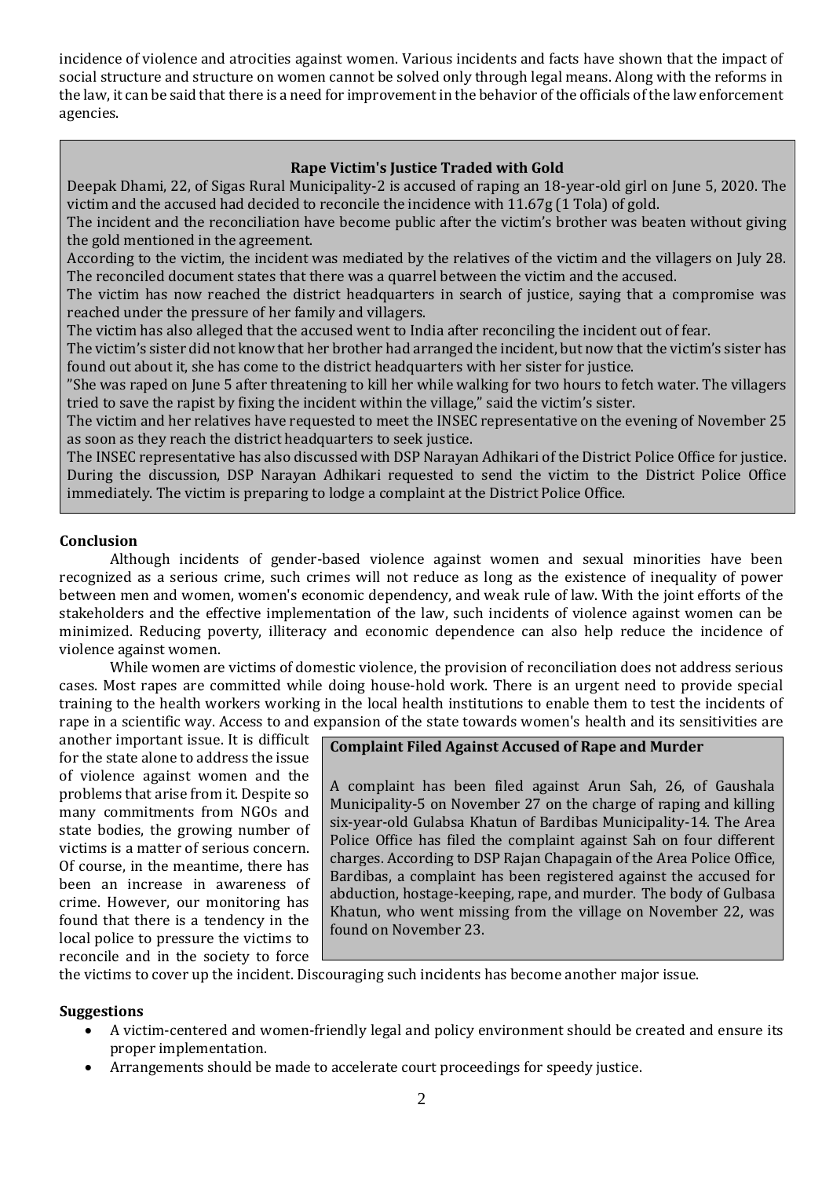incidence of violence and atrocities against women. Various incidents and facts have shown that the impact of social structure and structure on women cannot be solved only through legal means. Along with the reforms in the law, it can be said that there is a need for improvement in the behavior of the officials of the law enforcement agencies.

> **Rape Victim's Justice Traded with Gold**
>
> Deepak Dhami, 22, of Sigas Rural Municipality-2 is accused of raping an 18-year-old girl on June 5, 2020. The victim and the accused had decided to reconcile the incidence with 11.67g (1 Tola) of gold.
>
> The incident and the reconciliation have become public after the victim's brother was beaten without giving the gold mentioned in the agreement.
>
> According to the victim, the incident was mediated by the relatives of the victim and the villagers on July 28. The reconciled document states that there was a quarrel between the victim and the accused.
>
> The victim has now reached the district headquarters in search of justice, saying that a compromise was reached under the pressure of her family and villagers.
>
> The victim has also alleged that the accused went to India after reconciling the incident out of fear.
>
> The victim's sister did not know that her brother had arranged the incident, but now that the victim's sister has found out about it, she has come to the district headquarters with her sister for justice.
>
> "She was raped on June 5 after threatening to kill her while walking for two hours to fetch water. The villagers tried to save the rapist by fixing the incident within the village," said the victim's sister.
>
> The victim and her relatives have requested to meet the INSEC representative on the evening of November 25 as soon as they reach the district headquarters to seek justice.
>
> The INSEC representative has also discussed with DSP Narayan Adhikari of the District Police Office for justice. During the discussion, DSP Narayan Adhikari requested to send the victim to the District Police Office immediately. The victim is preparing to lodge a complaint at the District Police Office.

**Conclusion**

Although incidents of gender-based violence against women and sexual minorities have been recognized as a serious crime, such crimes will not reduce as long as the existence of inequality of power between men and women, women's economic dependency, and weak rule of law. With the joint efforts of the stakeholders and the effective implementation of the law, such incidents of violence against women can be minimized. Reducing poverty, illiteracy and economic dependence can also help reduce the incidence of violence against women.

While women are victims of domestic violence, the provision of reconciliation does not address serious cases. Most rapes are committed while doing house-hold work. There is an urgent need to provide special training to the health workers working in the local health institutions to enable them to test the incidents of rape in a scientific way. Access to and expansion of the state towards women's health and its sensitivities are another important issue. It is difficult for the state alone to address the issue of violence against women and the problems that arise from it. Despite so many commitments from NGOs and state bodies, the growing number of victims is a matter of serious concern. Of course, in the meantime, there has been an increase in awareness of crime. However, our monitoring has found that there is a tendency in the local police to pressure the victims to reconcile and in the society to force the victims to cover up the incident. Discouraging such incidents has become another major issue.

> **Complaint Filed Against Accused of Rape and Murder**
>
> A complaint has been filed against Arun Sah, 26, of Gaushala Municipality-5 on November 27 on the charge of raping and killing six-year-old Gulabsa Khatun of Bardibas Municipality-14. The Area Police Office has filed the complaint against Sah on four different charges. According to DSP Rajan Chapagain of the Area Police Office, Bardibas, a complaint has been registered against the accused for abduction, hostage-keeping, rape, and murder. The body of Gulbasa Khatun, who went missing from the village on November 22, was found on November 23.

**Suggestions**

- A victim-centered and women-friendly legal and policy environment should be created and ensure its proper implementation.
- Arrangements should be made to accelerate court proceedings for speedy justice.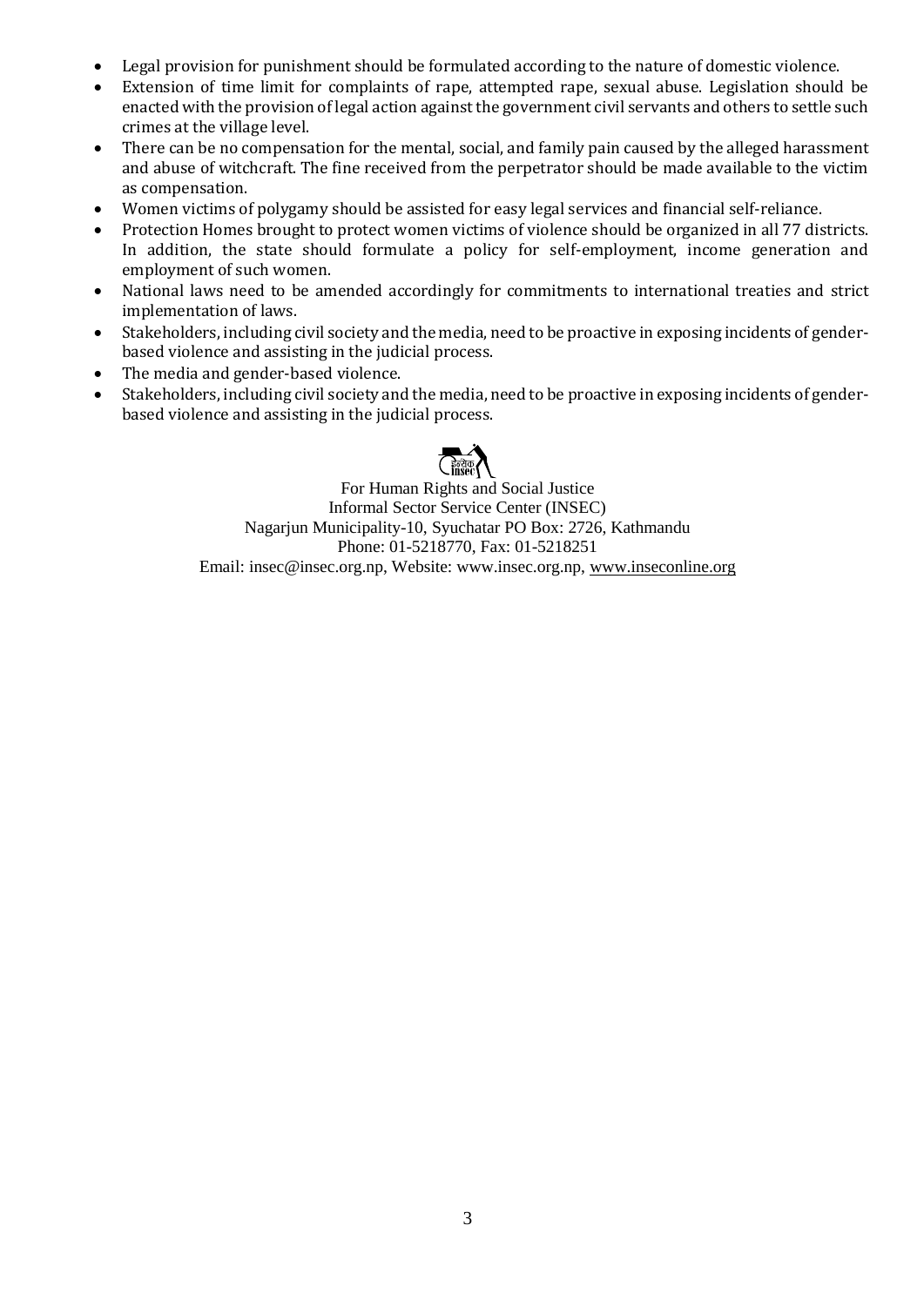- Legal provision for punishment should be formulated according to the nature of domestic violence.
- Extension of time limit for complaints of rape, attempted rape, sexual abuse. Legislation should be enacted with the provision of legal action against the government civil servants and others to settle such crimes at the village level.
- There can be no compensation for the mental, social, and family pain caused by the alleged harassment and abuse of witchcraft. The fine received from the perpetrator should be made available to the victim as compensation.
- Women victims of polygamy should be assisted for easy legal services and financial self-reliance.
- Protection Homes brought to protect women victims of violence should be organized in all 77 districts. In addition, the state should formulate a policy for self-employment, income generation and employment of such women.
- National laws need to be amended accordingly for commitments to international treaties and strict implementation of laws.
- Stakeholders, including civil society and the media, need to be proactive in exposing incidents of gender-based violence and assisting in the judicial process.
- The media and gender-based violence.
- Stakeholders, including civil society and the media, need to be proactive in exposing incidents of gender-based violence and assisting in the judicial process.

For Human Rights and Social Justice
Informal Sector Service Center (INSEC)
Nagarjun Municipality-10, Syuchatar PO Box: 2726, Kathmandu
Phone: 01-5218770, Fax: 01-5218251
Email: insec@insec.org.np, Website: www.insec.org.np, www.inseconline.org